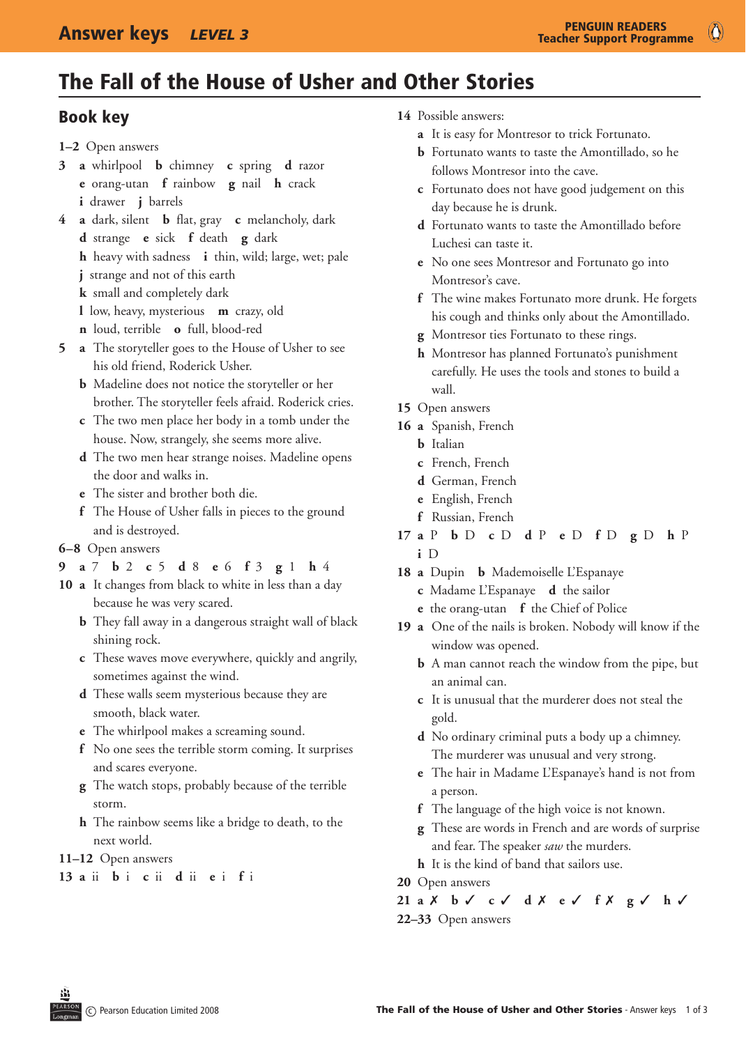# The Fall of the House of Usher and Other Stories

## Book key

**1–2** Open answers

**3** **a** whirlpool **b** chimney **c** spring **d** razor **e** orang-utan **f** rainbow **g** nail **h** crack **i** drawer **j** barrels

**4** **a** dark, silent **b** flat, gray **c** melancholy, dark **d** strange **e** sick **f** death **g** dark **h** heavy with sadness **i** thin, wild; large, wet; pale **j** strange and not of this earth **k** small and completely dark **l** low, heavy, mysterious **m** crazy, old **n** loud, terrible **o** full, blood-red

**5** **a** The storyteller goes to the House of Usher to see his old friend, Roderick Usher.
**b** Madeline does not notice the storyteller or her brother. The storyteller feels afraid. Roderick cries.
**c** The two men place her body in a tomb under the house. Now, strangely, she seems more alive.
**d** The two men hear strange noises. Madeline opens the door and walks in.
**e** The sister and brother both die.
**f** The House of Usher falls in pieces to the ground and is destroyed.

**6–8** Open answers

**9** **a** 7 **b** 2 **c** 5 **d** 8 **e** 6 **f** 3 **g** 1 **h** 4

**10** **a** It changes from black to white in less than a day because he was very scared.
**b** They fall away in a dangerous straight wall of black shining rock.
**c** These waves move everywhere, quickly and angrily, sometimes against the wind.
**d** These walls seem mysterious because they are smooth, black water.
**e** The whirlpool makes a screaming sound.
**f** No one sees the terrible storm coming. It surprises and scares everyone.
**g** The watch stops, probably because of the terrible storm.
**h** The rainbow seems like a bridge to death, to the next world.

**11–12** Open answers

**13** **a** ii **b** i **c** ii **d** ii **e** i **f** i

**14** Possible answers:
**a** It is easy for Montresor to trick Fortunato.
**b** Fortunato wants to taste the Amontillado, so he follows Montresor into the cave.
**c** Fortunato does not have good judgement on this day because he is drunk.
**d** Fortunato wants to taste the Amontillado before Luchesi can taste it.
**e** No one sees Montresor and Fortunato go into Montresor's cave.
**f** The wine makes Fortunato more drunk. He forgets his cough and thinks only about the Amontillado.
**g** Montresor ties Fortunato to these rings.
**h** Montresor has planned Fortunato's punishment carefully. He uses the tools and stones to build a wall.

**15** Open answers

**16** **a** Spanish, French
**b** Italian
**c** French, French
**d** German, French
**e** English, French
**f** Russian, French

**17** **a** P **b** D **c** D **d** P **e** D **f** D **g** D **h** P **i** D

**18** **a** Dupin **b** Mademoiselle L'Espanaye **c** Madame L'Espanaye **d** the sailor **e** the orang-utan **f** the Chief of Police

**19** **a** One of the nails is broken. Nobody will know if the window was opened.
**b** A man cannot reach the window from the pipe, but an animal can.
**c** It is unusual that the murderer does not steal the gold.
**d** No ordinary criminal puts a body up a chimney. The murderer was unusual and very strong.
**e** The hair in Madame L'Espanaye's hand is not from a person.
**f** The language of the high voice is not known.
**g** These are words in French and are words of surprise and fear. The speaker *saw* the murders.
**h** It is the kind of band that sailors use.

**20** Open answers

**21** **a** ✗ **b** ✓ **c** ✓ **d** ✗ **e** ✓ **f** ✗ **g** ✓ **h** ✓

**22–33** Open answers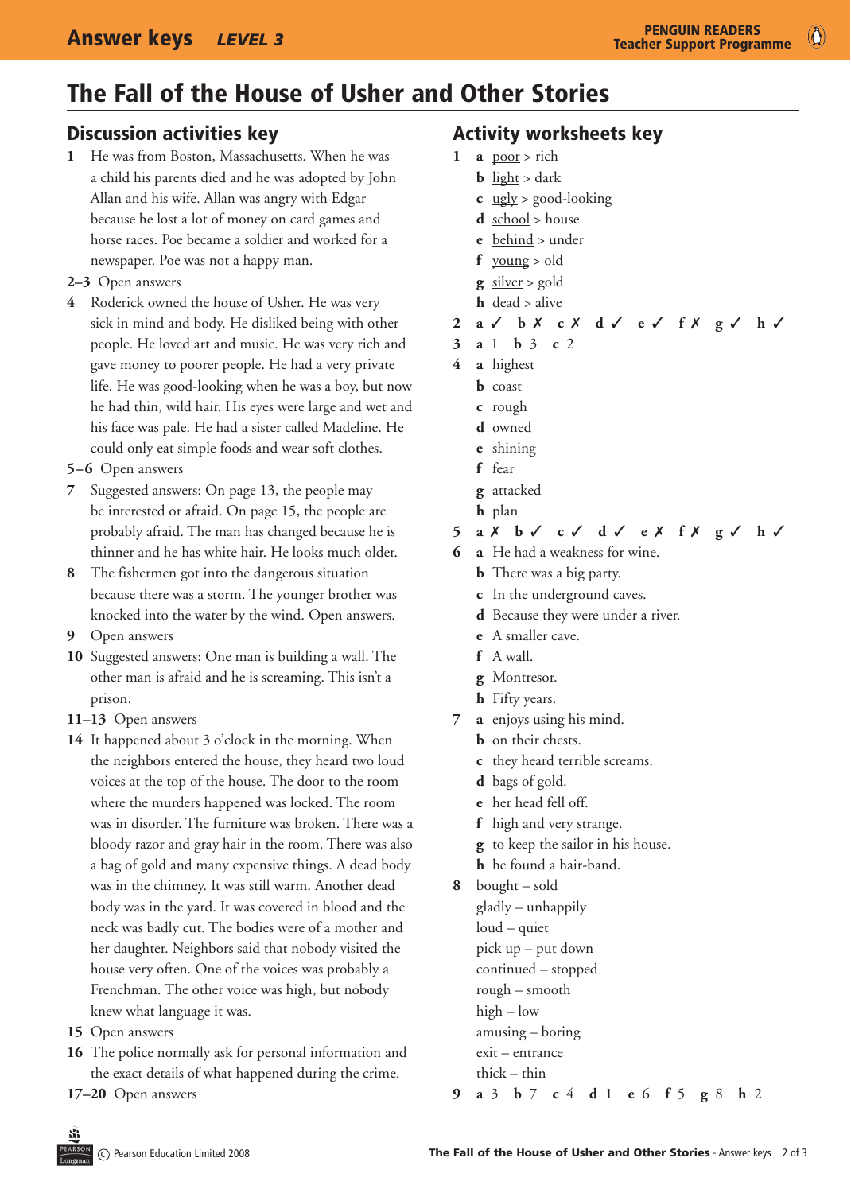# The Fall of the House of Usher and Other Stories

## Discussion activities key

1. He was from Boston, Massachusetts. When he was a child his parents died and he was adopted by John Allan and his wife. Allan was angry with Edgar because he lost a lot of money on card games and horse races. Poe became a soldier and worked for a newspaper. Poe was not a happy man.

**2–3** Open answers

4. Roderick owned the house of Usher. He was very sick in mind and body. He disliked being with other people. He loved art and music. He was very rich and gave money to poorer people. He had a very private life. He was good-looking when he was a boy, but now he had thin, wild hair. His eyes were large and wet and his face was pale. He had a sister called Madeline. He could only eat simple foods and wear soft clothes.

**5–6** Open answers

7. Suggested answers: On page 13, the people may be interested or afraid. On page 15, the people are probably afraid. The man has changed because he is thinner and he has white hair. He looks much older.
8. The fishermen got into the dangerous situation because there was a storm. The younger brother was knocked into the water by the wind. Open answers.
9. Open answers
10. Suggested answers: One man is building a wall. The other man is afraid and he is screaming. This isn't a prison.

**11–13** Open answers

14. It happened about 3 o'clock in the morning. When the neighbors entered the house, they heard two loud voices at the top of the house. The door to the room where the murders happened was locked. The room was in disorder. The furniture was broken. There was a bloody razor and gray hair in the room. There was also a bag of gold and many expensive things. A dead body was in the chimney. It was still warm. Another dead body was in the yard. It was covered in blood and the neck was badly cut. The bodies were of a mother and her daughter. Neighbors said that nobody visited the house very often. One of the voices was probably a Frenchman. The other voice was high, but nobody knew what language it was.
15. Open answers
16. The police normally ask for personal information and the exact details of what happened during the crime.

**17–20** Open answers

## Activity worksheets key

1. 
   - **a** poor > rich
   - **b** light > dark
   - **c** ugly > good-looking
   - **d** school > house
   - **e** behind > under
   - **f** young > old
   - **g** silver > gold
   - **h** dead > alive
2. **a** ✓ **b** ✗ **c** ✗ **d** ✓ **e** ✓ **f** ✗ **g** ✓ **h** ✓
3. **a** 1 **b** 3 **c** 2
4. 
   - **a** highest
   - **b** coast
   - **c** rough
   - **d** owned
   - **e** shining
   - **f** fear
   - **g** attacked
   - **h** plan
5. **a** ✗ **b** ✓ **c** ✓ **d** ✓ **e** ✗ **f** ✗ **g** ✓ **h** ✓
6. 
   - **a** He had a weakness for wine.
   - **b** There was a big party.
   - **c** In the underground caves.
   - **d** Because they were under a river.
   - **e** A smaller cave.
   - **f** A wall.
   - **g** Montresor.
   - **h** Fifty years.
7. 
   - **a** enjoys using his mind.
   - **b** on their chests.
   - **c** they heard terrible screams.
   - **d** bags of gold.
   - **e** her head fell off.
   - **f** high and very strange.
   - **g** to keep the sailor in his house.
   - **h** he found a hair-band.
8. bought – sold  
   gladly – unhappily  
   loud – quiet  
   pick up – put down  
   continued – stopped  
   rough – smooth  
   high – low  
   amusing – boring  
   exit – entrance  
   thick – thin
9. **a** 3 **b** 7 **c** 4 **d** 1 **e** 6 **f** 5 **g** 8 **h** 2

© Pearson Education Limited 2008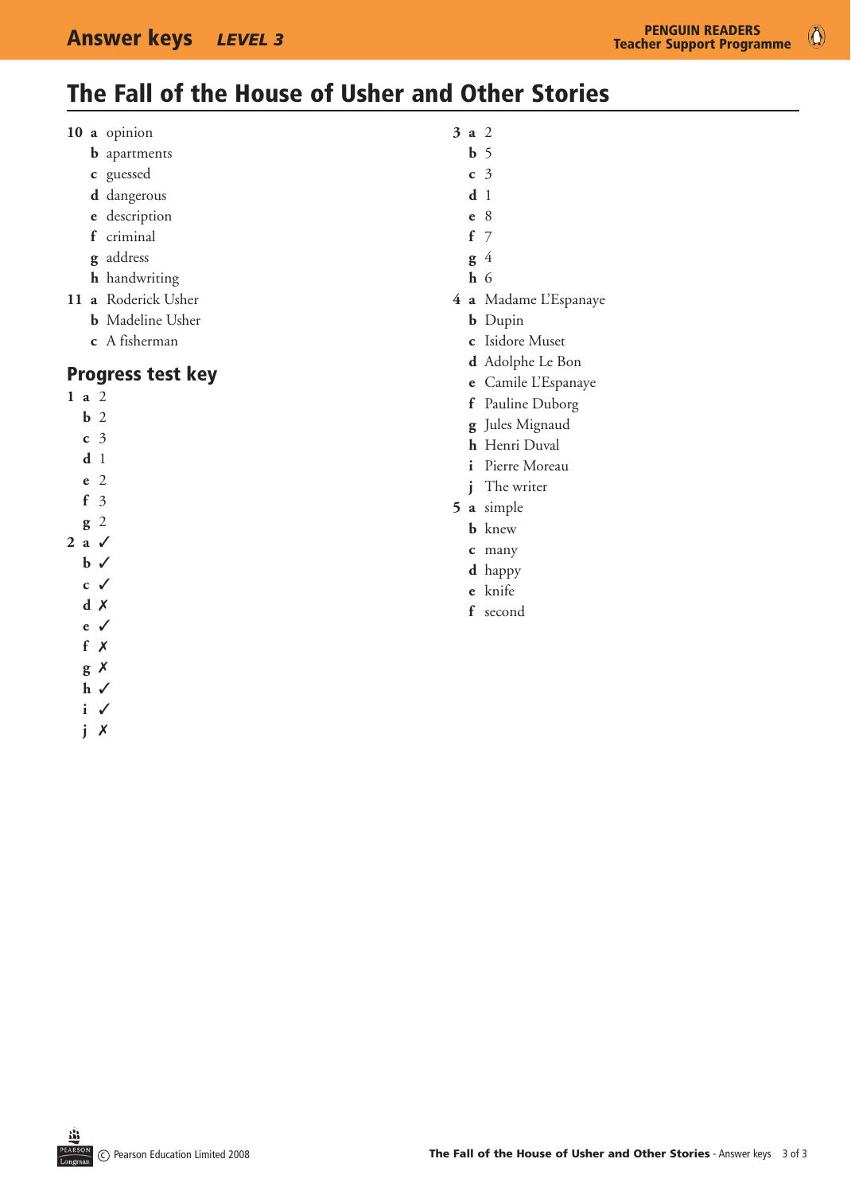# The Fall of the House of Usher and Other Stories

**10** **a** opinion
**b** apartments
**c** guessed
**d** dangerous
**e** description
**f** criminal
**g** address
**h** handwriting

**11** **a** Roderick Usher
**b** Madeline Usher
**c** A fisherman

## Progress test key

**1** **a** 2
**b** 2
**c** 3
**d** 1
**e** 2
**f** 3
**g** 2

**2** **a** ✓
**b** ✓
**c** ✓
**d** ✗
**e** ✓
**f** ✗
**g** ✗
**h** ✓
**i** ✓
**j** ✗

**3** **a** 2
**b** 5
**c** 3
**d** 1
**e** 8
**f** 7
**g** 4
**h** 6

**4** **a** Madame L'Espanaye
**b** Dupin
**c** Isidore Muset
**d** Adolphe Le Bon
**e** Camile L'Espanaye
**f** Pauline Duborg
**g** Jules Mignaud
**h** Henri Duval
**i** Pierre Moreau
**j** The writer

**5** **a** simple
**b** knew
**c** many
**d** happy
**e** knife
**f** second

© Pearson Education Limited 2008